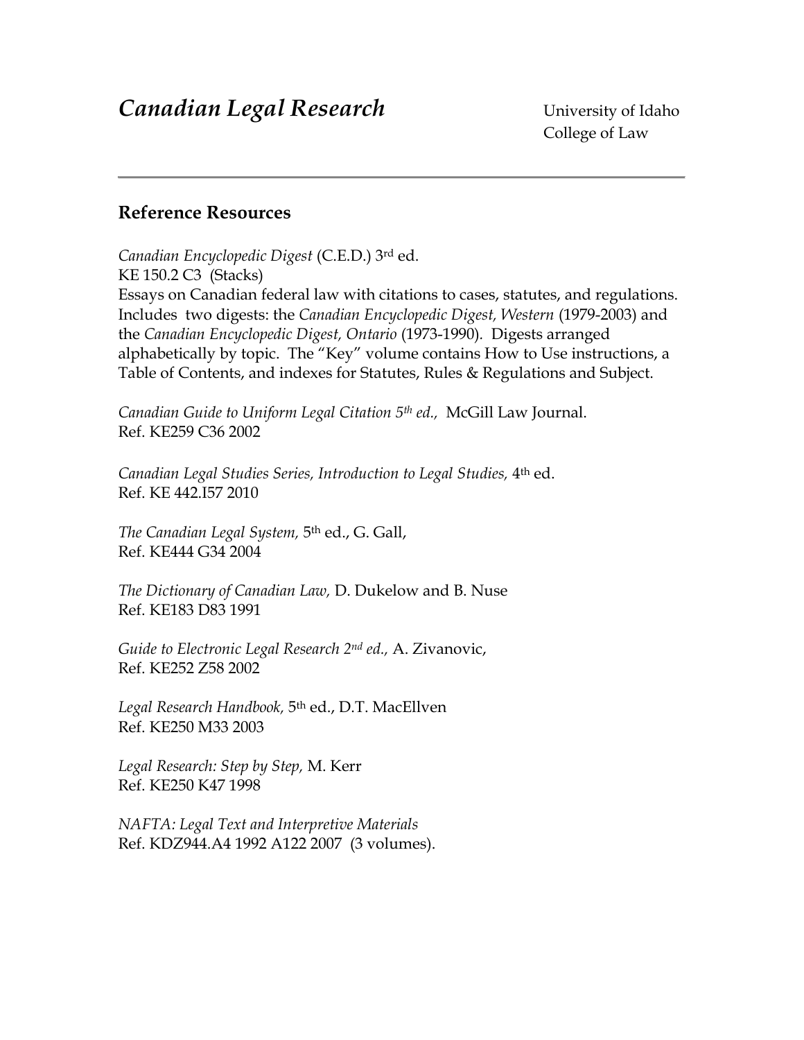# *Canadian Legal Research*

University of Idaho
College of Law

---

## Reference Resources

*Canadian Encyclopedic Digest* (C.E.D.) 3rd ed.
KE 150.2 C3 (Stacks)
Essays on Canadian federal law with citations to cases, statutes, and regulations. Includes two digests: the *Canadian Encyclopedic Digest, Western* (1979-2003) and the *Canadian Encyclopedic Digest, Ontario* (1973-1990). Digests arranged alphabetically by topic. The "Key" volume contains How to Use instructions, a Table of Contents, and indexes for Statutes, Rules & Regulations and Subject.

*Canadian Guide to Uniform Legal Citation 5th ed.,* McGill Law Journal.
Ref. KE259 C36 2002

*Canadian Legal Studies Series, Introduction to Legal Studies,* 4th ed.
Ref. KE 442.I57 2010

*The Canadian Legal System,* 5th ed., G. Gall,
Ref. KE444 G34 2004

*The Dictionary of Canadian Law,* D. Dukelow and B. Nuse
Ref. KE183 D83 1991

*Guide to Electronic Legal Research 2nd ed.,* A. Zivanovic,
Ref. KE252 Z58 2002

*Legal Research Handbook,* 5th ed., D.T. MacEllven
Ref. KE250 M33 2003

*Legal Research: Step by Step,* M. Kerr
Ref. KE250 K47 1998

*NAFTA: Legal Text and Interpretive Materials*
Ref. KDZ944.A4 1992 A122 2007 (3 volumes).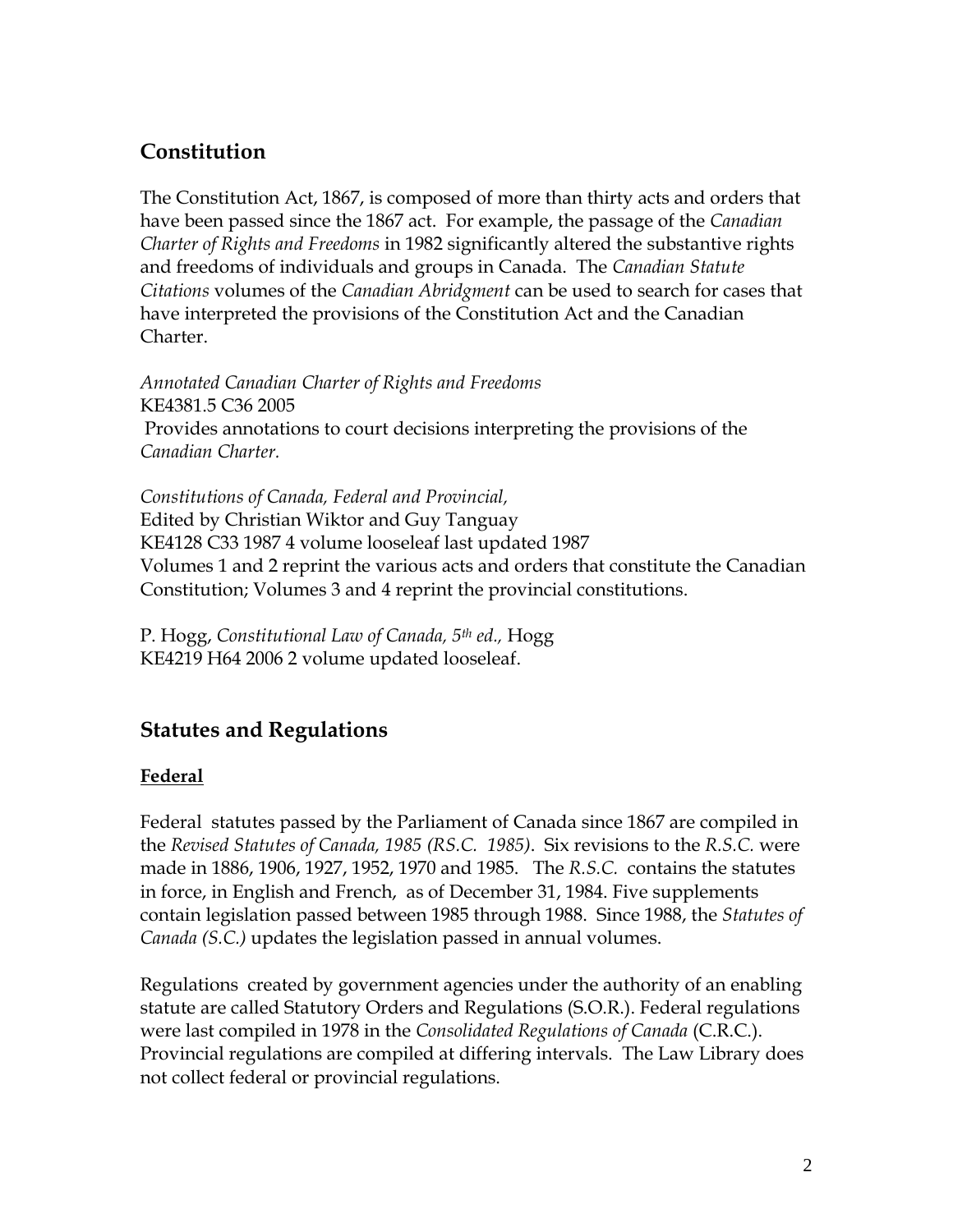## Constitution

The Constitution Act, 1867, is composed of more than thirty acts and orders that have been passed since the 1867 act. For example, the passage of the *Canadian Charter of Rights and Freedoms* in 1982 significantly altered the substantive rights and freedoms of individuals and groups in Canada. The *Canadian Statute Citations* volumes of the *Canadian Abridgment* can be used to search for cases that have interpreted the provisions of the Constitution Act and the Canadian Charter.

*Annotated Canadian Charter of Rights and Freedoms*
KE4381.5 C36 2005
Provides annotations to court decisions interpreting the provisions of the *Canadian Charter.*

*Constitutions of Canada, Federal and Provincial,*
Edited by Christian Wiktor and Guy Tanguay
KE4128 C33 1987 4 volume looseleaf last updated 1987
Volumes 1 and 2 reprint the various acts and orders that constitute the Canadian Constitution; Volumes 3 and 4 reprint the provincial constitutions.

P. Hogg, *Constitutional Law of Canada, 5th ed.,* Hogg
KE4219 H64 2006 2 volume updated looseleaf.

## Statutes and Regulations

### **Federal**

Federal statutes passed by the Parliament of Canada since 1867 are compiled in the *Revised Statutes of Canada, 1985 (RS.C. 1985)*. Six revisions to the *R.S.C.* were made in 1886, 1906, 1927, 1952, 1970 and 1985. The *R.S.C.* contains the statutes in force, in English and French, as of December 31, 1984. Five supplements contain legislation passed between 1985 through 1988. Since 1988, the *Statutes of Canada (S.C.)* updates the legislation passed in annual volumes.

Regulations created by government agencies under the authority of an enabling statute are called Statutory Orders and Regulations (S.O.R.). Federal regulations were last compiled in 1978 in the *Consolidated Regulations of Canada* (C.R.C.). Provincial regulations are compiled at differing intervals. The Law Library does not collect federal or provincial regulations.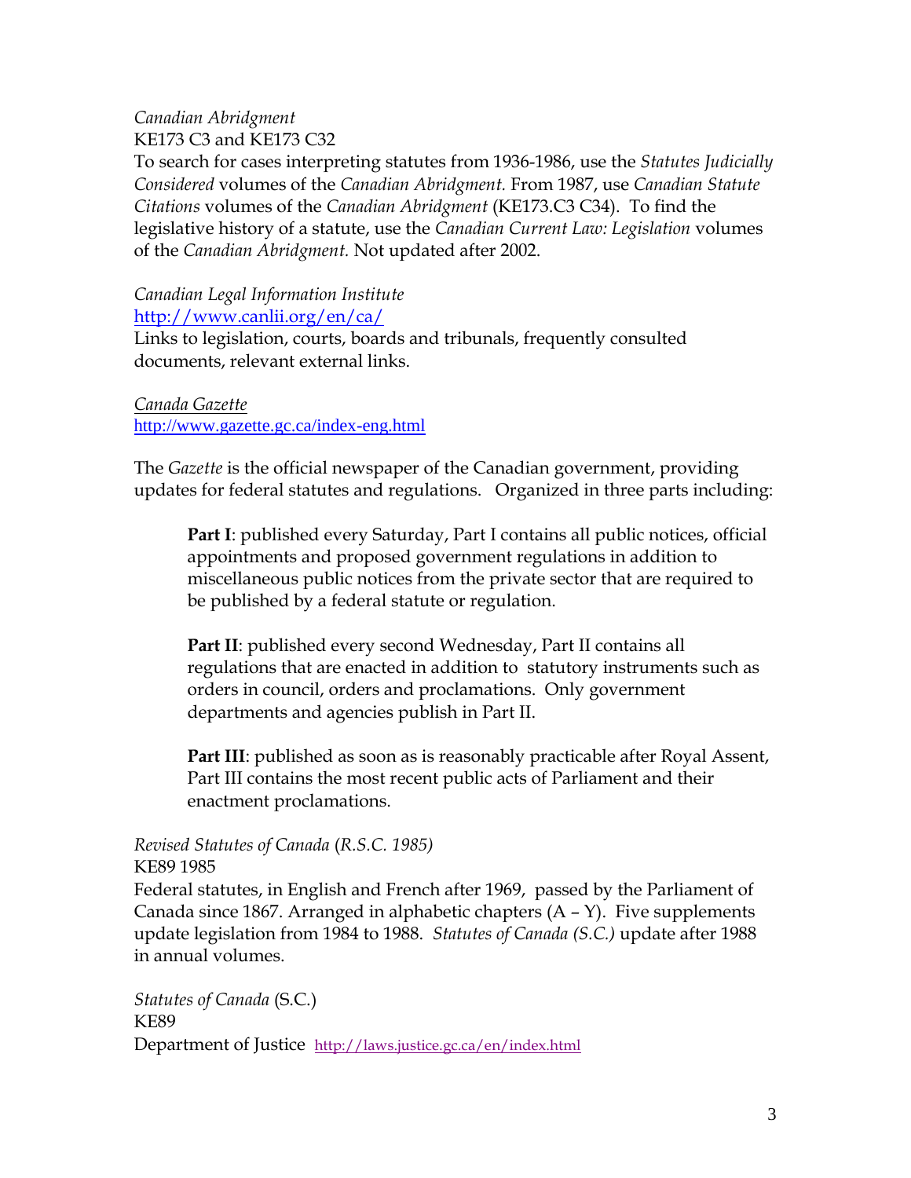*Canadian Abridgment*
KE173 C3 and KE173 C32
To search for cases interpreting statutes from 1936-1986, use the *Statutes Judicially Considered* volumes of the *Canadian Abridgment.* From 1987, use *Canadian Statute Citations* volumes of the *Canadian Abridgment* (KE173.C3 C34). To find the legislative history of a statute, use the *Canadian Current Law: Legislation* volumes of the *Canadian Abridgment.* Not updated after 2002.

*Canadian Legal Information Institute*
http://www.canlii.org/en/ca/
Links to legislation, courts, boards and tribunals, frequently consulted documents, relevant external links.

*Canada Gazette*
http://www.gazette.gc.ca/index-eng.html

The *Gazette* is the official newspaper of the Canadian government, providing updates for federal statutes and regulations. Organized in three parts including:

> **Part I**: published every Saturday, Part I contains all public notices, official appointments and proposed government regulations in addition to miscellaneous public notices from the private sector that are required to be published by a federal statute or regulation.
>
> **Part II**: published every second Wednesday, Part II contains all regulations that are enacted in addition to statutory instruments such as orders in council, orders and proclamations. Only government departments and agencies publish in Part II.
>
> **Part III**: published as soon as is reasonably practicable after Royal Assent, Part III contains the most recent public acts of Parliament and their enactment proclamations.

*Revised Statutes of Canada* (*R.S.C. 1985)*
KE89 1985
Federal statutes, in English and French after 1969, passed by the Parliament of Canada since 1867. Arranged in alphabetic chapters (A – Y). Five supplements update legislation from 1984 to 1988. *Statutes of Canada (S.C.)* update after 1988 in annual volumes.

*Statutes of Canada* (S.C.)
KE89
Department of Justice http://laws.justice.gc.ca/en/index.html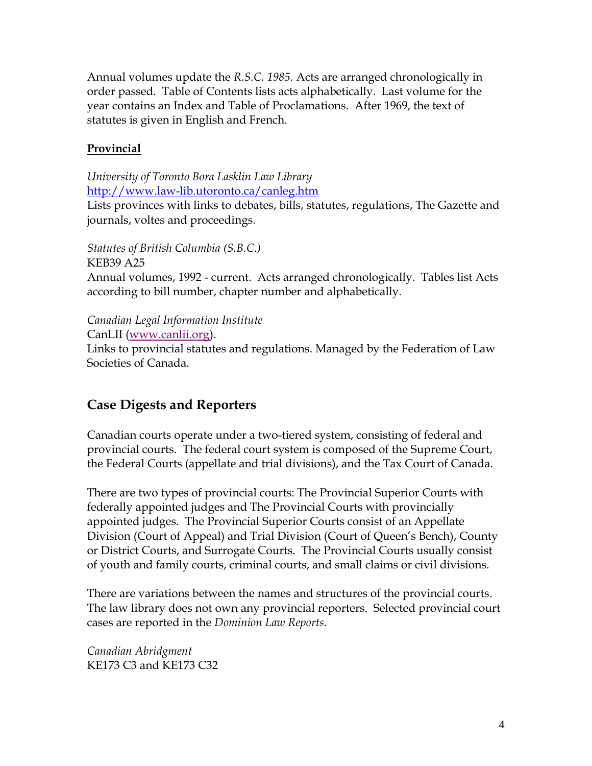Annual volumes update the *R.S.C. 1985.* Acts are arranged chronologically in order passed. Table of Contents lists acts alphabetically. Last volume for the year contains an Index and Table of Proclamations. After 1969, the text of statutes is given in English and French.

**Provincial**

*University of Toronto Bora Lasklin Law Library*
http://www.law-lib.utoronto.ca/canleg.htm
Lists provinces with links to debates, bills, statutes, regulations, The Gazette and journals, voltes and proceedings.

*Statutes of British Columbia (S.B.C.)*
KEB39 A25
Annual volumes, 1992 - current. Acts arranged chronologically. Tables list Acts according to bill number, chapter number and alphabetically.

*Canadian Legal Information Institute*
CanLII (www.canlii.org).
Links to provincial statutes and regulations. Managed by the Federation of Law Societies of Canada.

## Case Digests and Reporters

Canadian courts operate under a two-tiered system, consisting of federal and provincial courts. The federal court system is composed of the Supreme Court, the Federal Courts (appellate and trial divisions), and the Tax Court of Canada.

There are two types of provincial courts: The Provincial Superior Courts with federally appointed judges and The Provincial Courts with provincially appointed judges. The Provincial Superior Courts consist of an Appellate Division (Court of Appeal) and Trial Division (Court of Queen's Bench), County or District Courts, and Surrogate Courts. The Provincial Courts usually consist of youth and family courts, criminal courts, and small claims or civil divisions.

There are variations between the names and structures of the provincial courts. The law library does not own any provincial reporters. Selected provincial court cases are reported in the *Dominion Law Reports*.

*Canadian Abridgment*
KE173 C3 and KE173 C32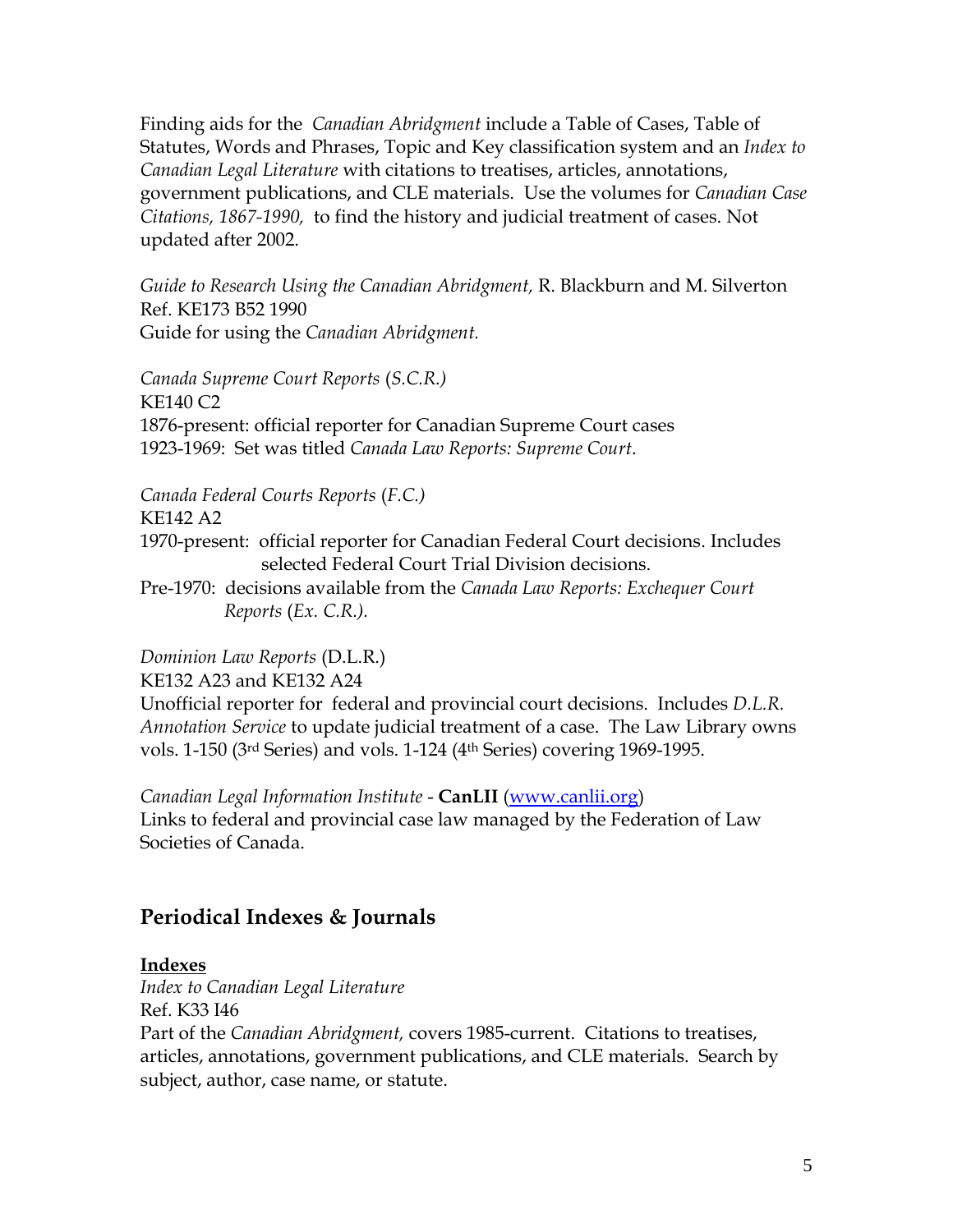Finding aids for the *Canadian Abridgment* include a Table of Cases, Table of Statutes, Words and Phrases, Topic and Key classification system and an *Index to Canadian Legal Literature* with citations to treatises, articles, annotations, government publications, and CLE materials. Use the volumes for *Canadian Case Citations, 1867-1990,* to find the history and judicial treatment of cases. Not updated after 2002.

*Guide to Research Using the Canadian Abridgment,* R. Blackburn and M. Silverton
Ref. KE173 B52 1990
Guide for using the *Canadian Abridgment.*

*Canada Supreme Court Reports* (*S.C.R.)*
KE140 C2
1876-present: official reporter for Canadian Supreme Court cases
1923-1969: Set was titled *Canada Law Reports: Supreme Court*.

*Canada Federal Courts Reports* (*F.C.)*
KE142 A2
1970-present: official reporter for Canadian Federal Court decisions. Includes selected Federal Court Trial Division decisions.
Pre-1970: decisions available from the *Canada Law Reports: Exchequer Court Reports* (*Ex. C.R.).*

*Dominion Law Reports* (D.L.R.)
KE132 A23 and KE132 A24
Unofficial reporter for federal and provincial court decisions. Includes *D.L.R. Annotation Service* to update judicial treatment of a case. The Law Library owns vols. 1-150 (3rd Series) and vols. 1-124 (4th Series) covering 1969-1995.

*Canadian Legal Information Institute* - **CanLII** (www.canlii.org)
Links to federal and provincial case law managed by the Federation of Law Societies of Canada.

## Periodical Indexes & Journals

**Indexes**

*Index to Canadian Legal Literature*
Ref. K33 I46
Part of the *Canadian Abridgment,* covers 1985-current. Citations to treatises, articles, annotations, government publications, and CLE materials. Search by subject, author, case name, or statute.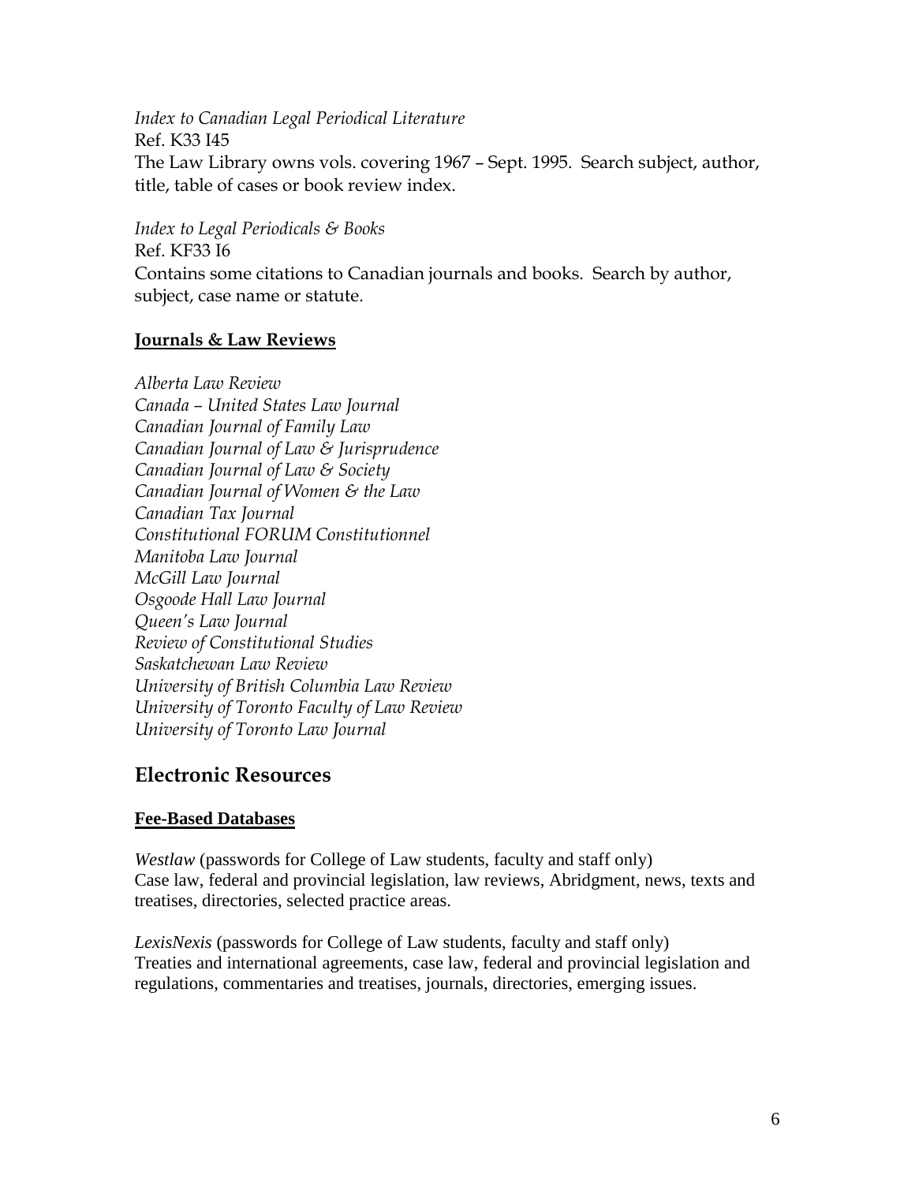*Index to Canadian Legal Periodical Literature*
Ref. K33 I45
The Law Library owns vols. covering 1967 – Sept. 1995. Search subject, author, title, table of cases or book review index.

*Index to Legal Periodicals & Books*
Ref. KF33 I6
Contains some citations to Canadian journals and books. Search by author, subject, case name or statute.

**Journals & Law Reviews**

*Alberta Law Review*
*Canada – United States Law Journal*
*Canadian Journal of Family Law*
*Canadian Journal of Law & Jurisprudence*
*Canadian Journal of Law & Society*
*Canadian Journal of Women & the Law*
*Canadian Tax Journal*
*Constitutional FORUM Constitutionnel*
*Manitoba Law Journal*
*McGill Law Journal*
*Osgoode Hall Law Journal*
*Queen's Law Journal*
*Review of Constitutional Studies*
*Saskatchewan Law Review*
*University of British Columbia Law Review*
*University of Toronto Faculty of Law Review*
*University of Toronto Law Journal*

## Electronic Resources

**Fee-Based Databases**

*Westlaw* (passwords for College of Law students, faculty and staff only)
Case law, federal and provincial legislation, law reviews, Abridgment, news, texts and treatises, directories, selected practice areas.

*LexisNexis* (passwords for College of Law students, faculty and staff only)
Treaties and international agreements, case law, federal and provincial legislation and regulations, commentaries and treatises, journals, directories, emerging issues.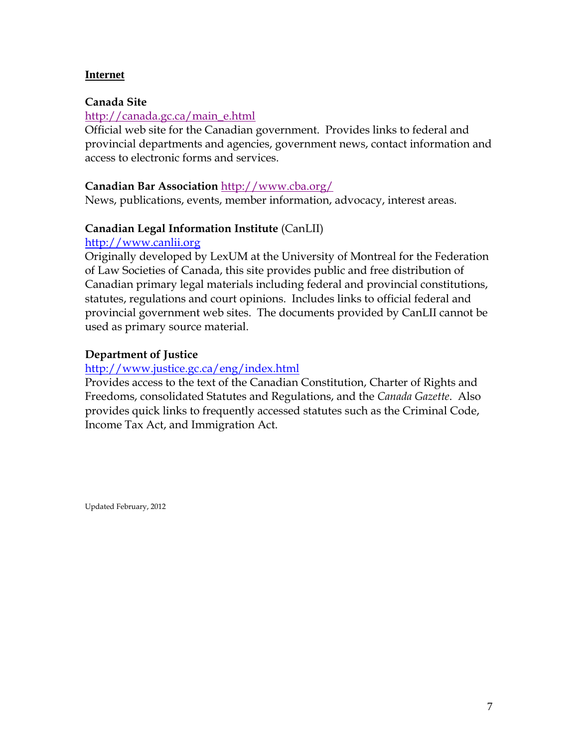## Internet

**Canada Site**
http://canada.gc.ca/main_e.html
Official web site for the Canadian government. Provides links to federal and provincial departments and agencies, government news, contact information and access to electronic forms and services.

**Canadian Bar Association** http://www.cba.org/
News, publications, events, member information, advocacy, interest areas.

**Canadian Legal Information Institute** (CanLII)
http://www.canlii.org
Originally developed by LexUM at the University of Montreal for the Federation of Law Societies of Canada, this site provides public and free distribution of Canadian primary legal materials including federal and provincial constitutions, statutes, regulations and court opinions. Includes links to official federal and provincial government web sites. The documents provided by CanLII cannot be used as primary source material.

**Department of Justice**
http://www.justice.gc.ca/eng/index.html
Provides access to the text of the Canadian Constitution, Charter of Rights and Freedoms, consolidated Statutes and Regulations, and the *Canada Gazette*. Also provides quick links to frequently accessed statutes such as the Criminal Code, Income Tax Act, and Immigration Act.

Updated February, 2012